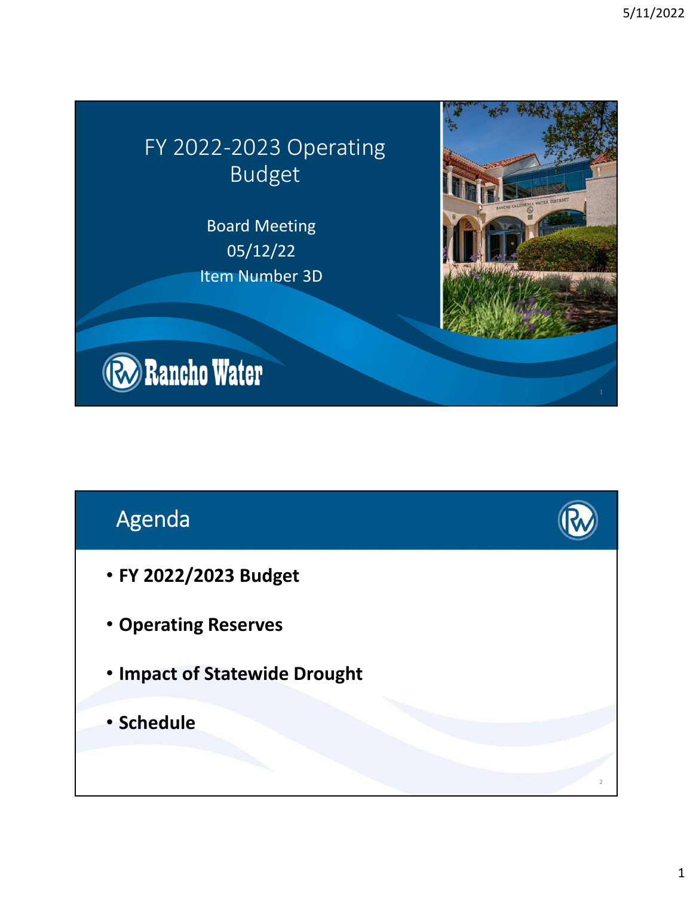# FY 2022-2023 Operating Budget

Board Meeting
05/12/22
Item Number 3D

Rancho Water

## Agenda

- **FY 2022/2023 Budget**
- **Operating Reserves**
- **Impact of Statewide Drought**
- **Schedule**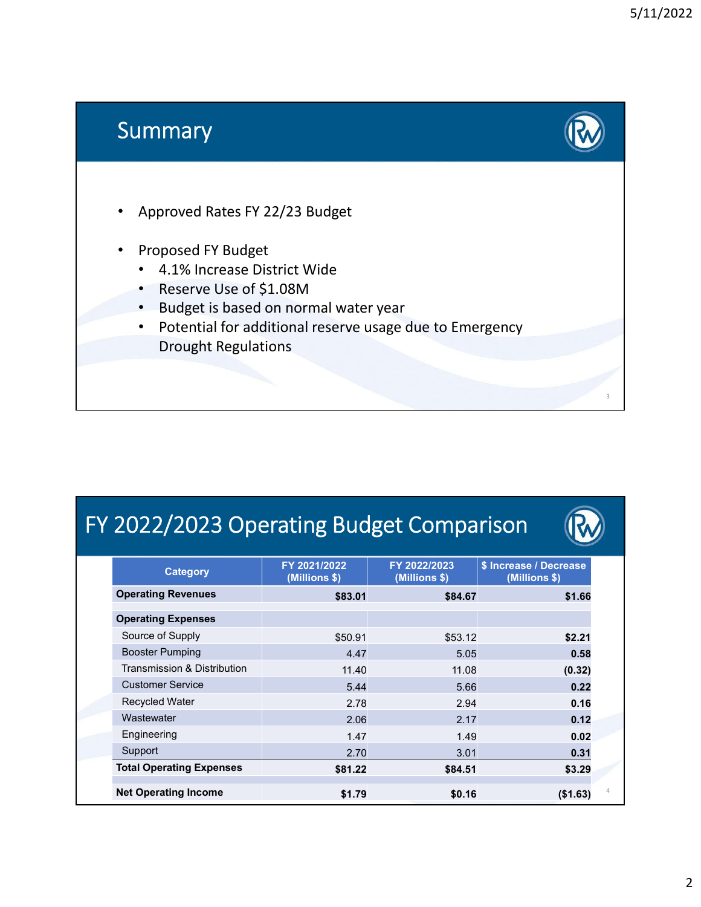## Summary

- Approved Rates FY 22/23 Budget
- Proposed FY Budget
  - 4.1% Increase District Wide
  - Reserve Use of $1.08M
  - Budget is based on normal water year
  - Potential for additional reserve usage due to Emergency Drought Regulations

## FY 2022/2023 Operating Budget Comparison

| Category | FY 2021/2022 (Millions $) | FY 2022/2023 (Millions $) | $ Increase / Decrease (Millions $) |
|---|---|---|---|
| **Operating Revenues** | **$83.01** | **$84.67** | **$1.66** |
| **Operating Expenses** | | | |
| Source of Supply | $50.91 | $53.12 | **$2.21** |
| Booster Pumping | 4.47 | 5.05 | **0.58** |
| Transmission & Distribution | 11.40 | 11.08 | **(0.32)** |
| Customer Service | 5.44 | 5.66 | **0.22** |
| Recycled Water | 2.78 | 2.94 | **0.16** |
| Wastewater | 2.06 | 2.17 | **0.12** |
| Engineering | 1.47 | 1.49 | **0.02** |
| Support | 2.70 | 3.01 | **0.31** |
| **Total Operating Expenses** | **$81.22** | **$84.51** | **$3.29** |
| **Net Operating Income** | **$1.79** | **$0.16** | **($1.63)** |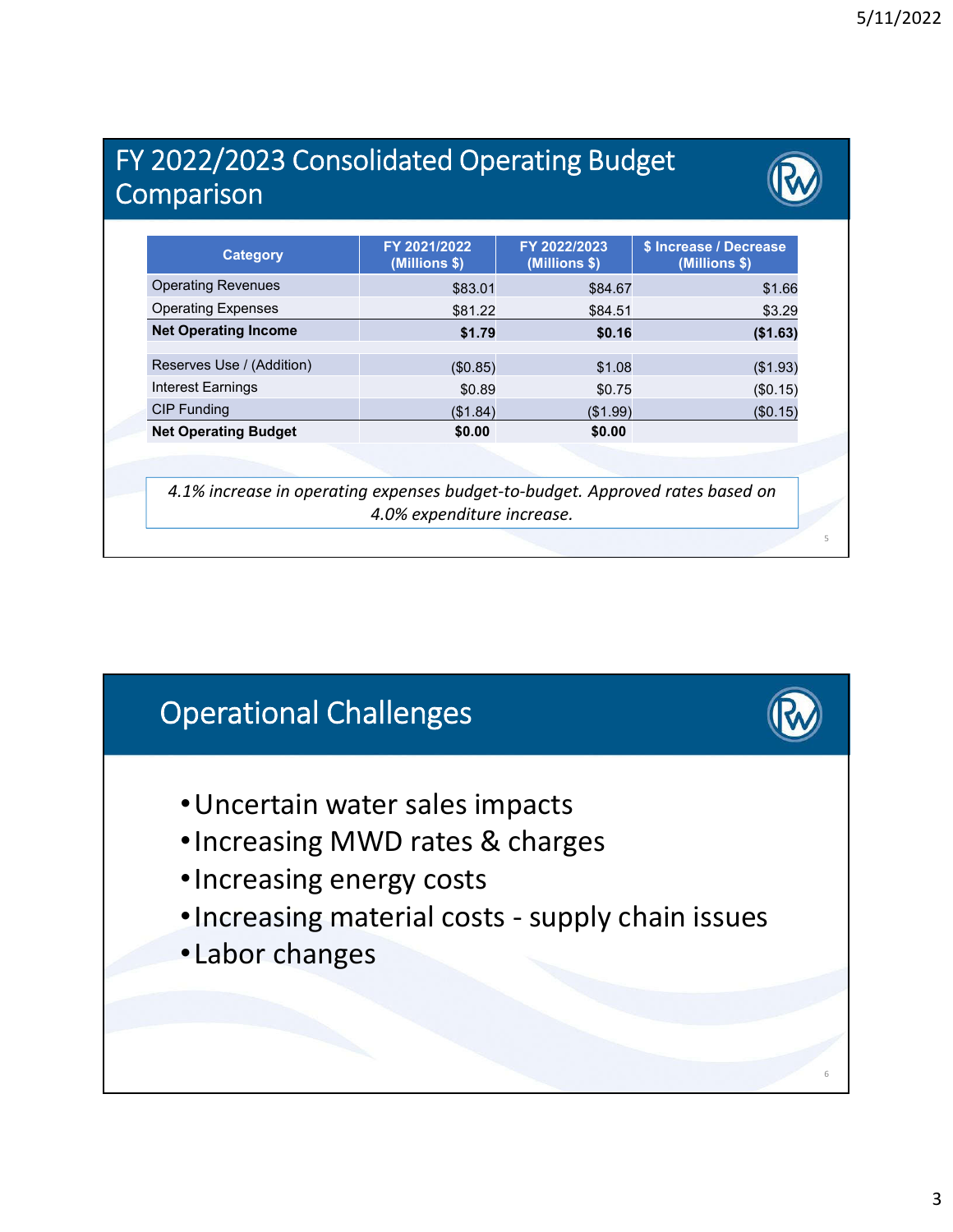## FY 2022/2023 Consolidated Operating Budget Comparison

| Category | FY 2021/2022 (Millions $) | FY 2022/2023 (Millions $) | $ Increase / Decrease (Millions $) |
|---|---|---|---|
| Operating Revenues | $83.01 | $84.67 | $1.66 |
| Operating Expenses | $81.22 | $84.51 | $3.29 |
| **Net Operating Income** | **$1.79** | **$0.16** | **($1.63)** |
| Reserves Use / (Addition) | ($0.85) | $1.08 | ($1.93) |
| Interest Earnings | $0.89 | $0.75 | ($0.15) |
| CIP Funding | ($1.84) | ($1.99) | ($0.15) |
| **Net Operating Budget** | **$0.00** | **$0.00** | |

*4.1% increase in operating expenses budget-to-budget. Approved rates based on 4.0% expenditure increase.*

## Operational Challenges

- Uncertain water sales impacts
- Increasing MWD rates & charges
- Increasing energy costs
- Increasing material costs - supply chain issues
- Labor changes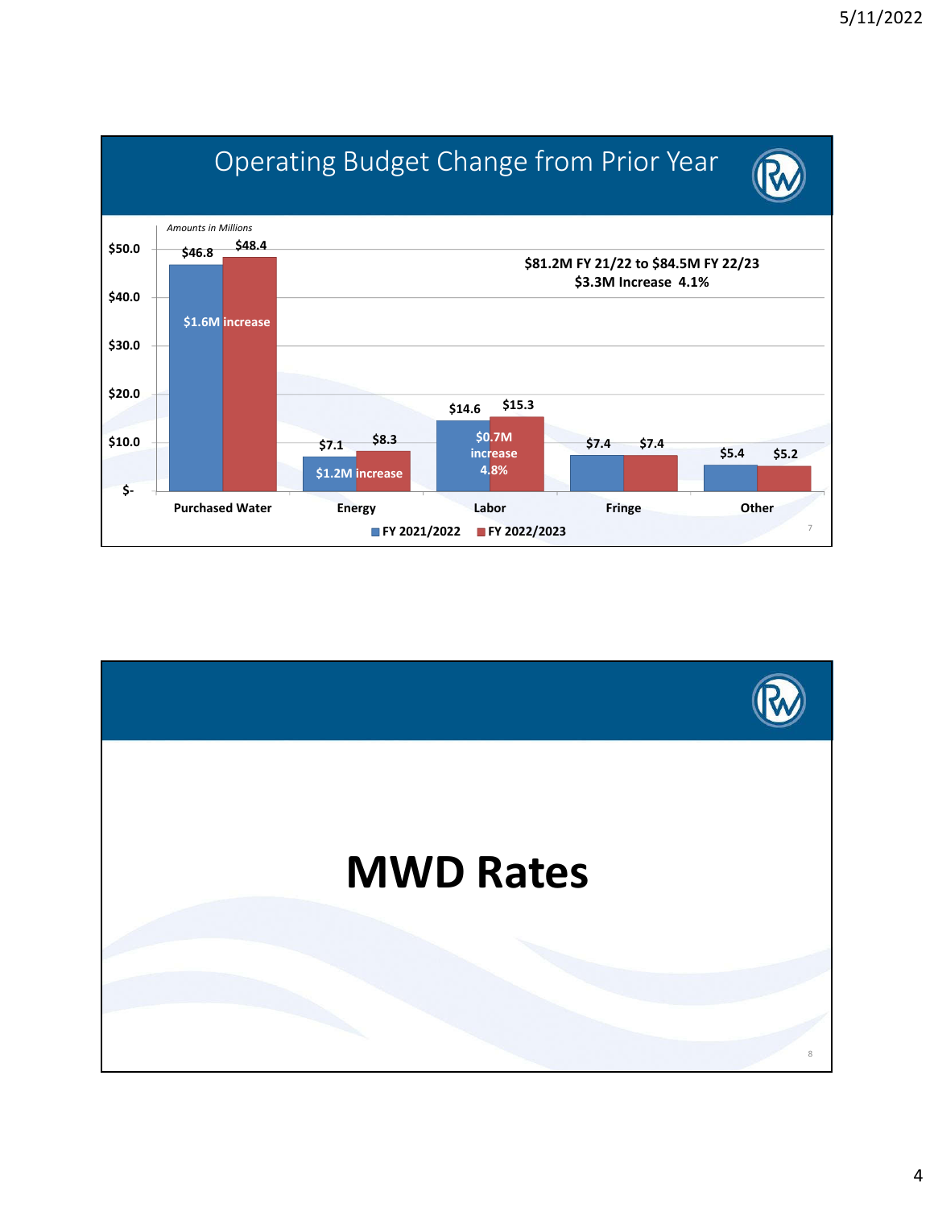## Operating Budget Change from Prior Year

*Amounts in Millions*

**$81.2M FY 21/22 to $84.5M FY 22/23**
**$3.3M Increase 4.1%**

| Category | FY 2021/2022 | FY 2022/2023 | Change |
|---|---|---|---|
| Purchased Water | $46.8 | $48.4 | $1.6M increase |
| Energy | $7.1 | $8.3 | $1.2M increase |
| Labor | $14.6 | $15.3 | $0.7M increase 4.8% |
| Fringe | $7.4 | $7.4 | |
| Other | $5.4 | $5.2 | |

# MWD Rates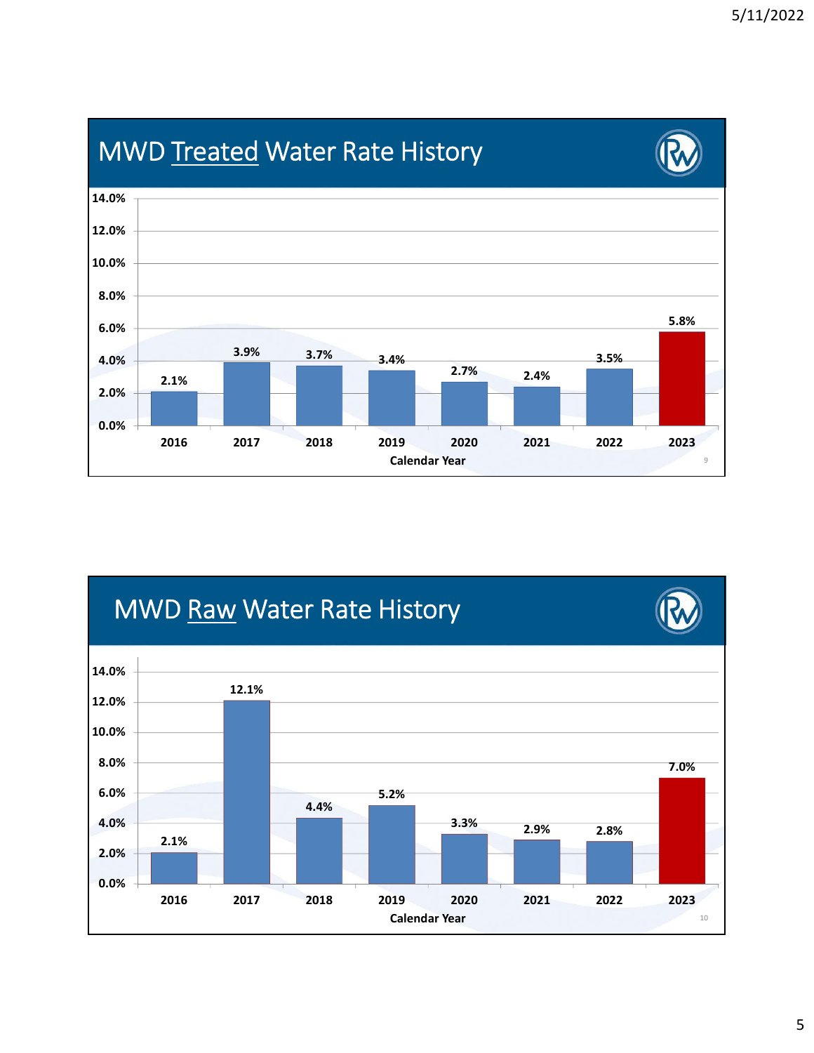## MWD Treated Water Rate History

| Calendar Year | 2016 | 2017 | 2018 | 2019 | 2020 | 2021 | 2022 | 2023 |
|---|---|---|---|---|---|---|---|---|
| Rate Increase | 2.1% | 3.9% | 3.7% | 3.4% | 2.7% | 2.4% | 3.5% | 5.8% |

## MWD Raw Water Rate History

| Calendar Year | 2016 | 2017 | 2018 | 2019 | 2020 | 2021 | 2022 | 2023 |
|---|---|---|---|---|---|---|---|---|
| Rate Increase | 2.1% | 12.1% | 4.4% | 5.2% | 3.3% | 2.9% | 2.8% | 7.0% |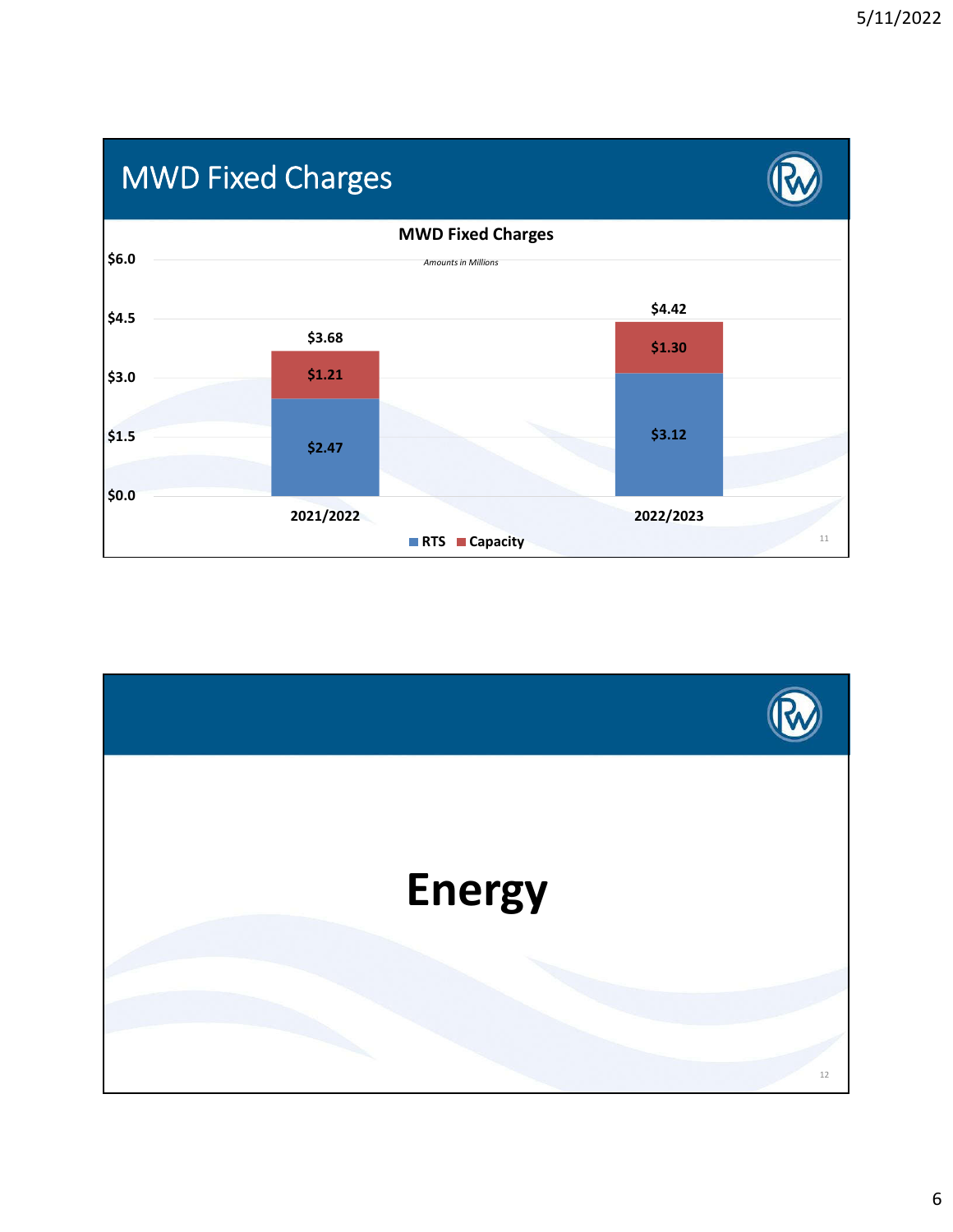## MWD Fixed Charges

**MWD Fixed Charges**

*Amounts in Millions*

| | RTS | Capacity | Total |
|---|---|---|---|
| 2021/2022 | $2.47 | $1.21 | $3.68 |
| 2022/2023 | $3.12 | $1.30 | $4.42 |

# Energy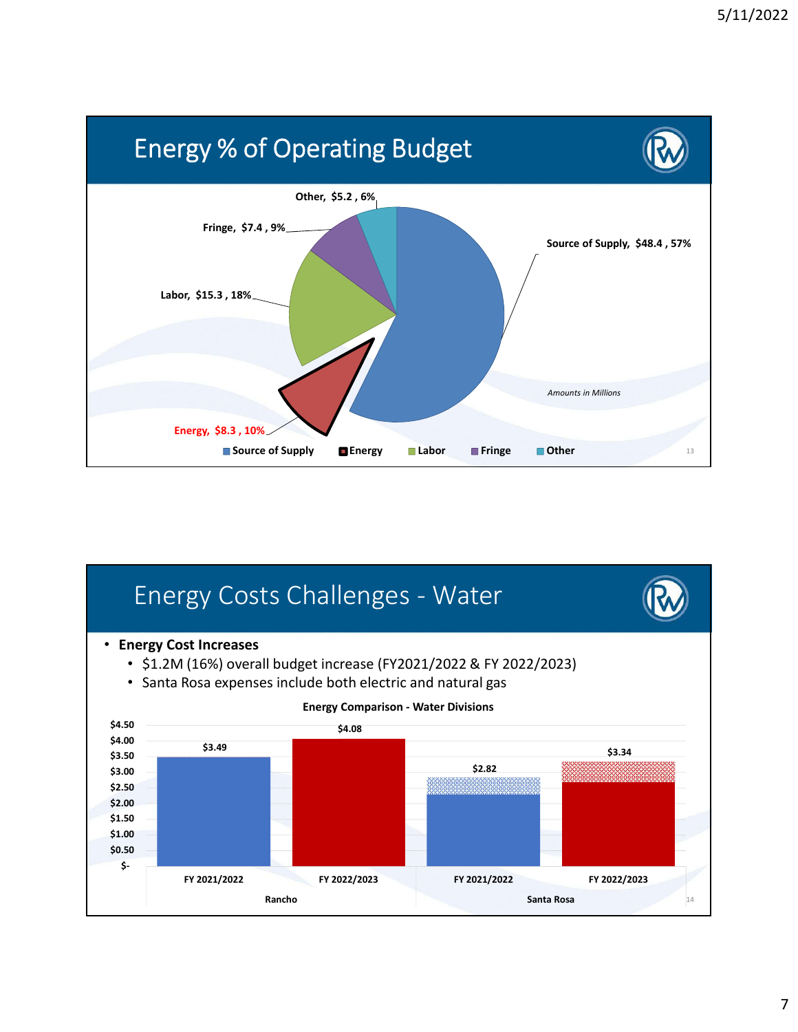## Energy % of Operating Budget

| Category | Amount (Millions) | % |
|---|---|---|
| Source of Supply | $48.4 | 57% |
| Energy | $8.3 | 10% |
| Labor | $15.3 | 18% |
| Fringe | $7.4 | 9% |
| Other | $5.2 | 6% |

*Amounts in Millions*

## Energy Costs Challenges - Water

- **Energy Cost Increases**
  - $1.2M (16%) overall budget increase (FY2021/2022 & FY 2022/2023)
  - Santa Rosa expenses include both electric and natural gas

**Energy Comparison - Water Divisions**

| Division | FY 2021/2022 | FY 2022/2023 |
|---|---|---|
| Rancho | $3.49 | $4.08 |
| Santa Rosa | $2.82 | $3.34 |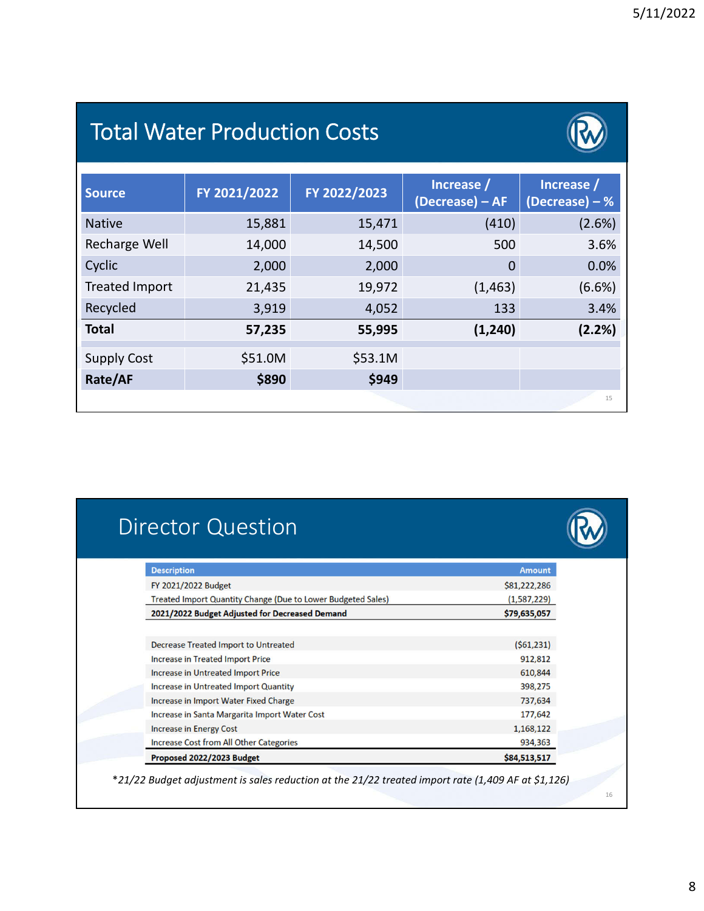## Total Water Production Costs

| Source | FY 2021/2022 | FY 2022/2023 | Increase / (Decrease) – AF | Increase / (Decrease) – % |
|---|---|---|---|---|
| Native | 15,881 | 15,471 | (410) | (2.6%) |
| Recharge Well | 14,000 | 14,500 | 500 | 3.6% |
| Cyclic | 2,000 | 2,000 | 0 | 0.0% |
| Treated Import | 21,435 | 19,972 | (1,463) | (6.6%) |
| Recycled | 3,919 | 4,052 | 133 | 3.4% |
| **Total** | **57,235** | **55,995** | **(1,240)** | **(2.2%)** |
| Supply Cost | $51.0M | $53.1M | | |
| **Rate/AF** | **$890** | **$949** | | |

## Director Question

| Description | Amount |
|---|---|
| FY 2021/2022 Budget | $81,222,286 |
| Treated Import Quantity Change (Due to Lower Budgeted Sales) | (1,587,229) |
| **2021/2022 Budget Adjusted for Decreased Demand** | **$79,635,057** |
| | |
| Decrease Treated Import to Untreated | ($61,231) |
| Increase in Treated Import Price | 912,812 |
| Increase in Untreated Import Price | 610,844 |
| Increase in Untreated Import Quantity | 398,275 |
| Increase in Import Water Fixed Charge | 737,634 |
| Increase in Santa Margarita Import Water Cost | 177,642 |
| Increase in Energy Cost | 1,168,122 |
| Increase Cost from All Other Categories | 934,363 |
| **Proposed 2022/2023 Budget** | **$84,513,517** |

*\*21/22 Budget adjustment is sales reduction at the 21/22 treated import rate (1,409 AF at $1,126)*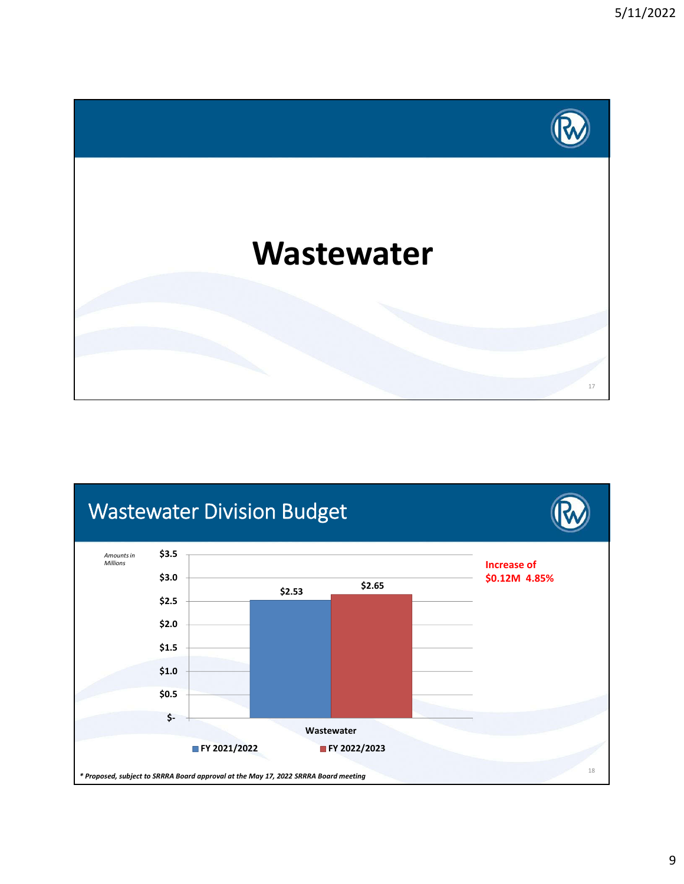# Wastewater

## Wastewater Division Budget

*Amounts in Millions*

| | FY 2021/2022 | FY 2022/2023 |
|---|---|---|
| Wastewater | $2.53 | $2.65 |

**Increase of $0.12M 4.85%**

***\* Proposed, subject to SRRRA Board approval at the May 17, 2022 SRRRA Board meeting***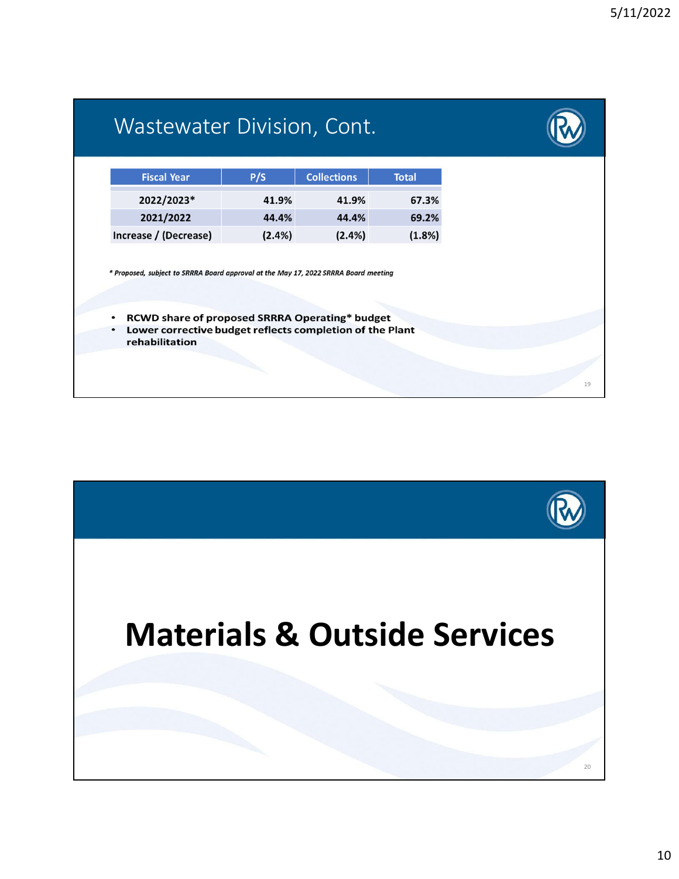## Wastewater Division, Cont.

| Fiscal Year | P/S | Collections | Total |
|---|---|---|---|
| 2022/2023* | 41.9% | 41.9% | 67.3% |
| 2021/2022 | 44.4% | 44.4% | 69.2% |
| Increase / (Decrease) | (2.4%) | (2.4%) | (1.8%) |

*\* Proposed, subject to SRRRA Board approval at the May 17, 2022 SRRRA Board meeting*

- **RCWD share of proposed SRRRA Operating* budget**
- **Lower corrective budget reflects completion of the Plant rehabilitation**

# Materials & Outside Services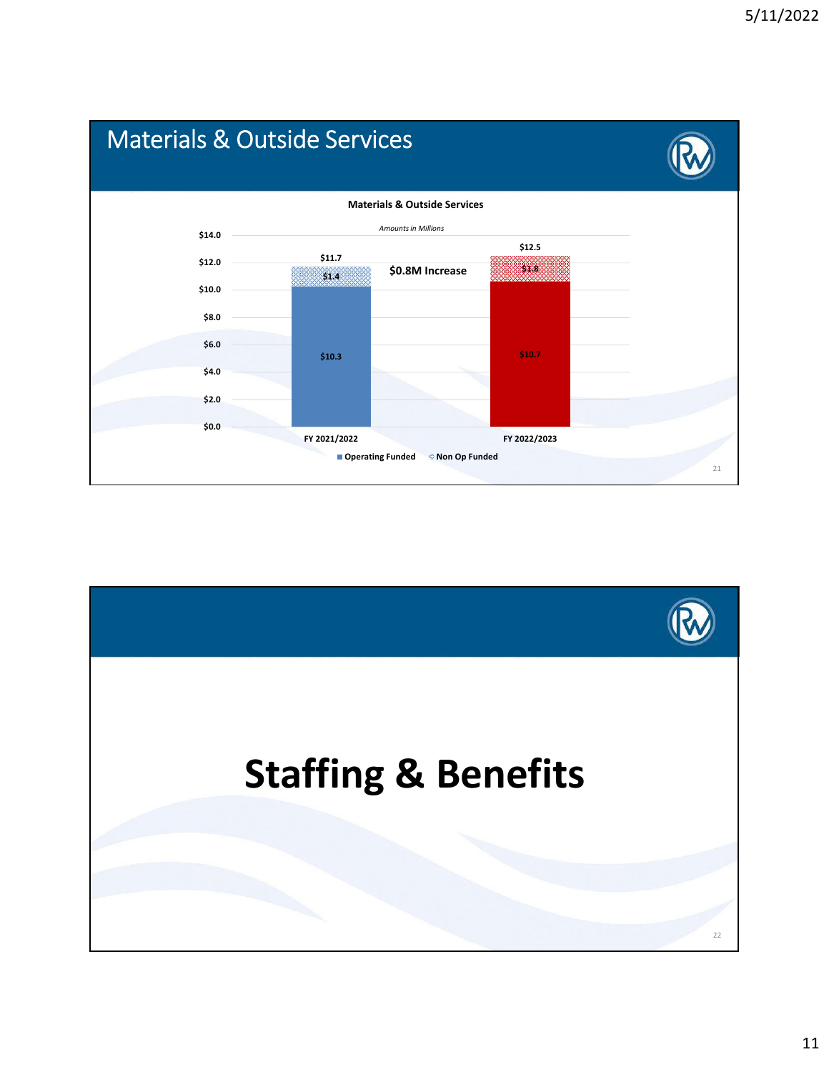# Materials & Outside Services

**Materials & Outside Services**

*Amounts in Millions*

| | Operating Funded | Non Op Funded | Total |
|---|---|---|---|
| FY 2021/2022 | $10.3 | $1.4 | $11.7 |
| FY 2022/2023 | $10.7 | $1.8 | $12.5 |

**$0.8M Increase**

# Staffing & Benefits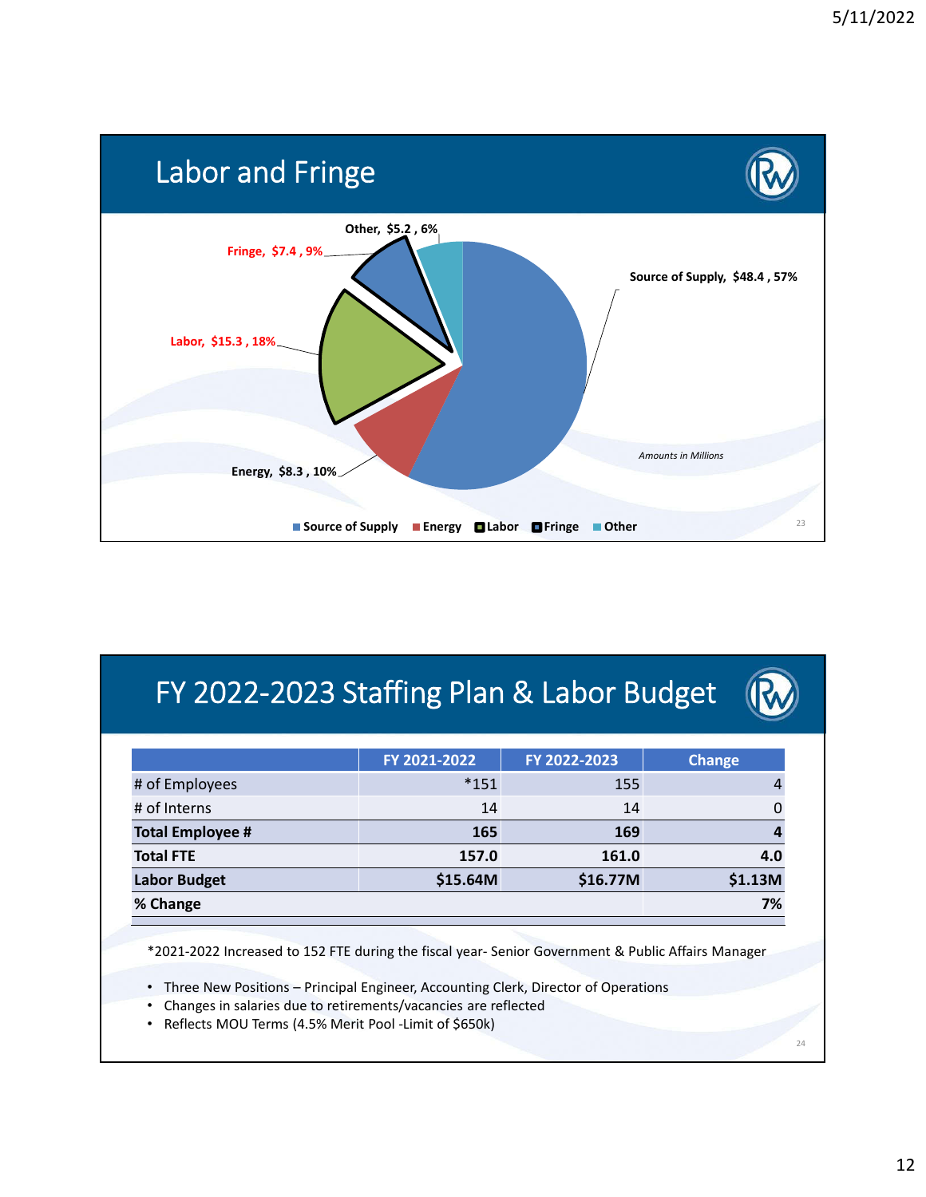## Labor and Fringe

Other, $5.2 , 6%

Fringe, $7.4 , 9%

Source of Supply, $48.4 , 57%

Labor, $15.3 , 18%

Energy, $8.3 , 10%

*Amounts in Millions*

Source of Supply | Energy | Labor | Fringe | Other

## FY 2022-2023 Staffing Plan & Labor Budget

| | FY 2021-2022 | FY 2022-2023 | Change |
|---|---|---|---|
| # of Employees | *151 | 155 | 4 |
| # of Interns | 14 | 14 | 0 |
| **Total Employee #** | **165** | **169** | **4** |
| **Total FTE** | **157.0** | **161.0** | **4.0** |
| **Labor Budget** | **$15.64M** | **$16.77M** | **$1.13M** |
| **% Change** | | | **7%** |

*2021-2022 Increased to 152 FTE during the fiscal year- Senior Government & Public Affairs Manager

- Three New Positions – Principal Engineer, Accounting Clerk, Director of Operations
- Changes in salaries due to retirements/vacancies are reflected
- Reflects MOU Terms (4.5% Merit Pool -Limit of $650k)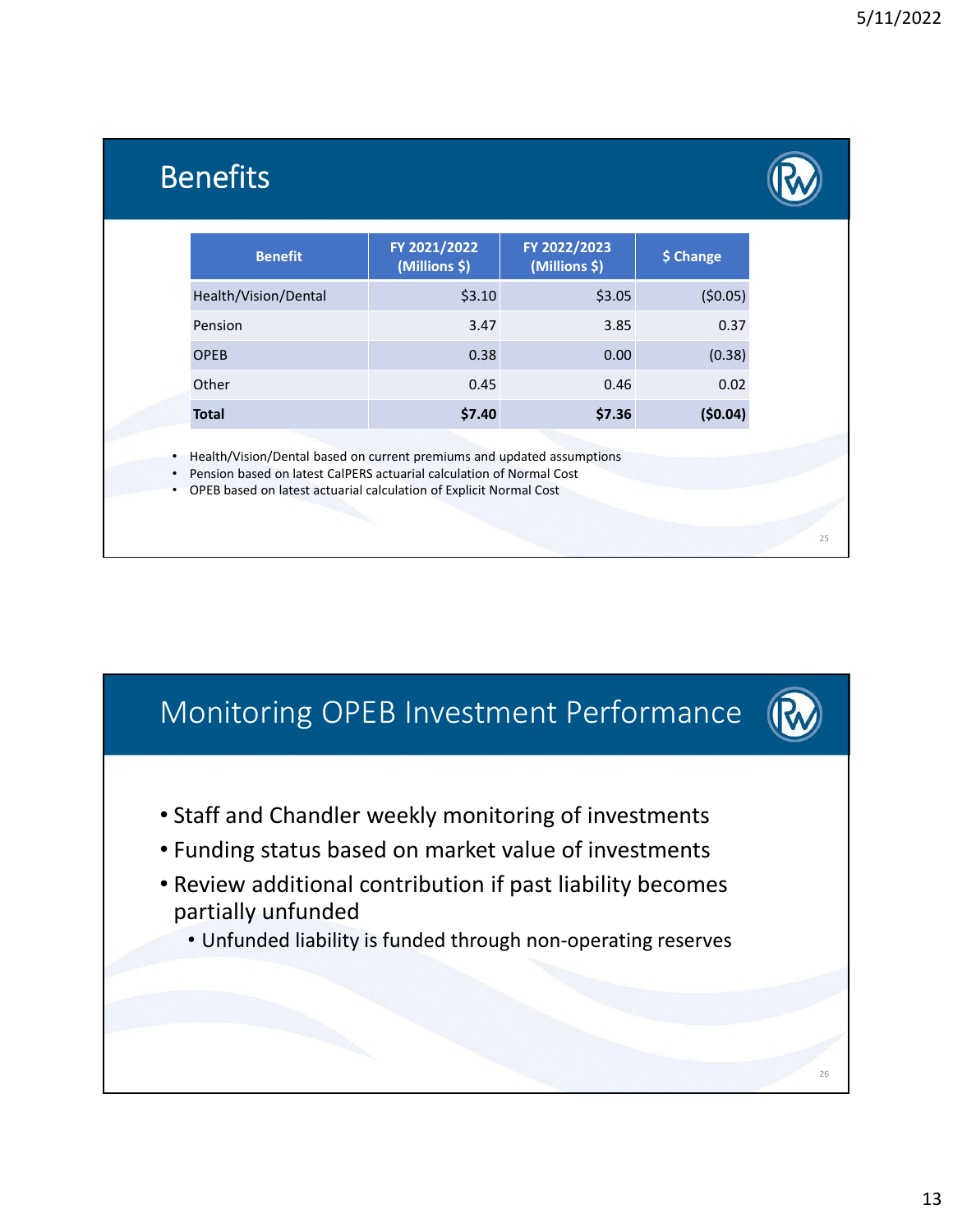## Benefits

| Benefit | FY 2021/2022 (Millions $) | FY 2022/2023 (Millions $) | $ Change |
|---|---|---|---|
| Health/Vision/Dental | $3.10 | $3.05 | ($0.05) |
| Pension | 3.47 | 3.85 | 0.37 |
| OPEB | 0.38 | 0.00 | (0.38) |
| Other | 0.45 | 0.46 | 0.02 |
| **Total** | **$7.40** | **$7.36** | **($0.04)** |

- Health/Vision/Dental based on current premiums and updated assumptions
- Pension based on latest CalPERS actuarial calculation of Normal Cost
- OPEB based on latest actuarial calculation of Explicit Normal Cost

## Monitoring OPEB Investment Performance

- Staff and Chandler weekly monitoring of investments
- Funding status based on market value of investments
- Review additional contribution if past liability becomes partially unfunded
  - Unfunded liability is funded through non-operating reserves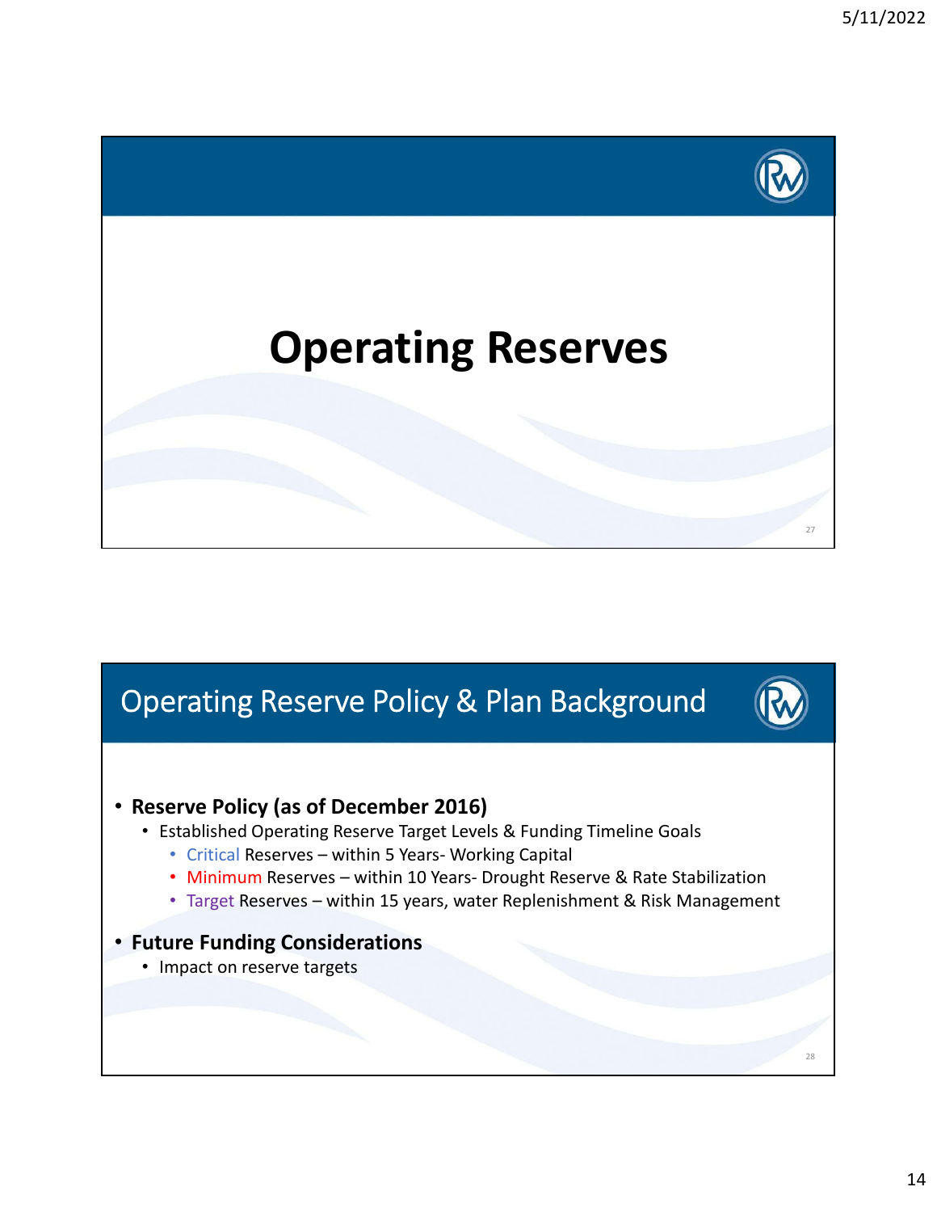# Operating Reserves

## Operating Reserve Policy & Plan Background

- **Reserve Policy (as of December 2016)**
  - Established Operating Reserve Target Levels & Funding Timeline Goals
    - Critical Reserves – within 5 Years- Working Capital
    - Minimum Reserves – within 10 Years- Drought Reserve & Rate Stabilization
    - Target Reserves – within 15 years, water Replenishment & Risk Management
- **Future Funding Considerations**
  - Impact on reserve targets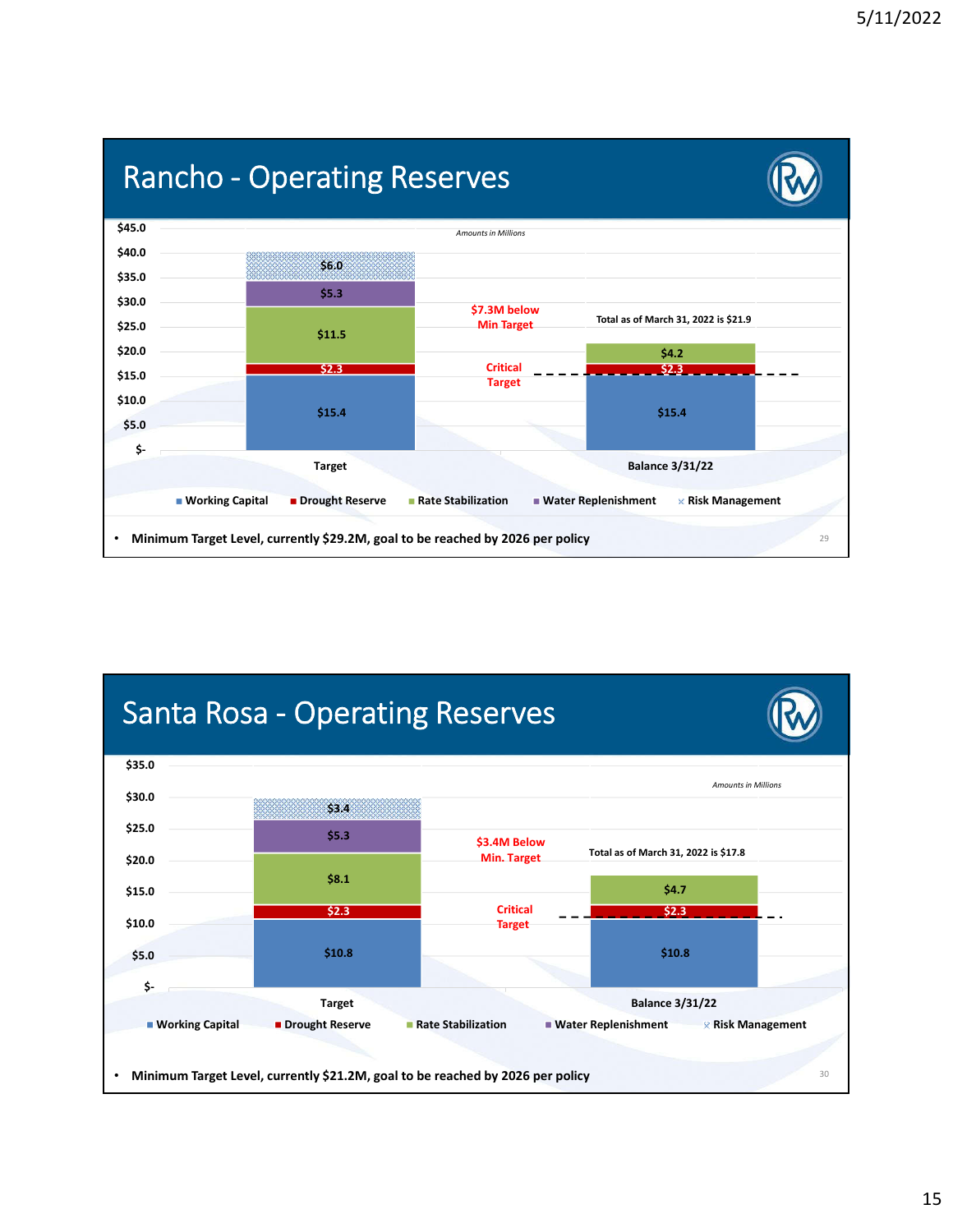## Rancho - Operating Reserves

*Amounts in Millions*

| | Working Capital | Drought Reserve | Rate Stabilization | Water Replenishment | Risk Management |
|---|---|---|---|---|---|
| Target | $15.4 | $2.3 | $11.5 | $5.3 | $6.0 |
| Balance 3/31/22 | $15.4 | $2.3 | $4.2 | | |

$7.3M below Min Target

Critical Target

Total as of March 31, 2022 is $21.9

- Minimum Target Level, currently $29.2M, goal to be reached by 2026 per policy

## Santa Rosa - Operating Reserves

*Amounts in Millions*

| | Working Capital | Drought Reserve | Rate Stabilization | Water Replenishment | Risk Management |
|---|---|---|---|---|---|
| Target | $10.8 | $2.3 | $8.1 | $5.3 | $3.4 |
| Balance 3/31/22 | $10.8 | $2.3 | $4.7 | | |

$3.4M Below Min. Target

Critical Target

Total as of March 31, 2022 is $17.8

- Minimum Target Level, currently $21.2M, goal to be reached by 2026 per policy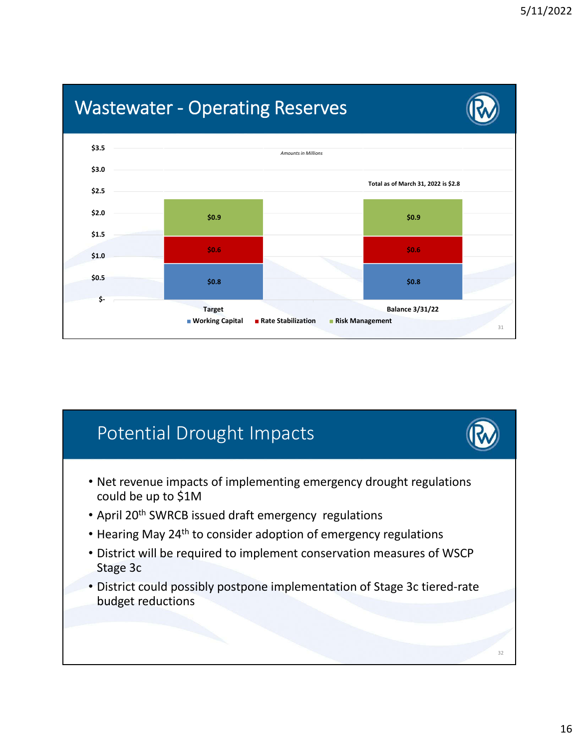## Wastewater - Operating Reserves

*Amounts in Millions*

Total as of March 31, 2022 is $2.8

| | Target | Balance 3/31/22 |
|---|---|---|
| Working Capital | $0.8 | $0.8 |
| Rate Stabilization | $0.6 | $0.6 |
| Risk Management | $0.9 | $0.9 |

## Potential Drought Impacts

- Net revenue impacts of implementing emergency drought regulations could be up to $1M
- April 20th SWRCB issued draft emergency regulations
- Hearing May 24th to consider adoption of emergency regulations
- District will be required to implement conservation measures of WSCP Stage 3c
- District could possibly postpone implementation of Stage 3c tiered-rate budget reductions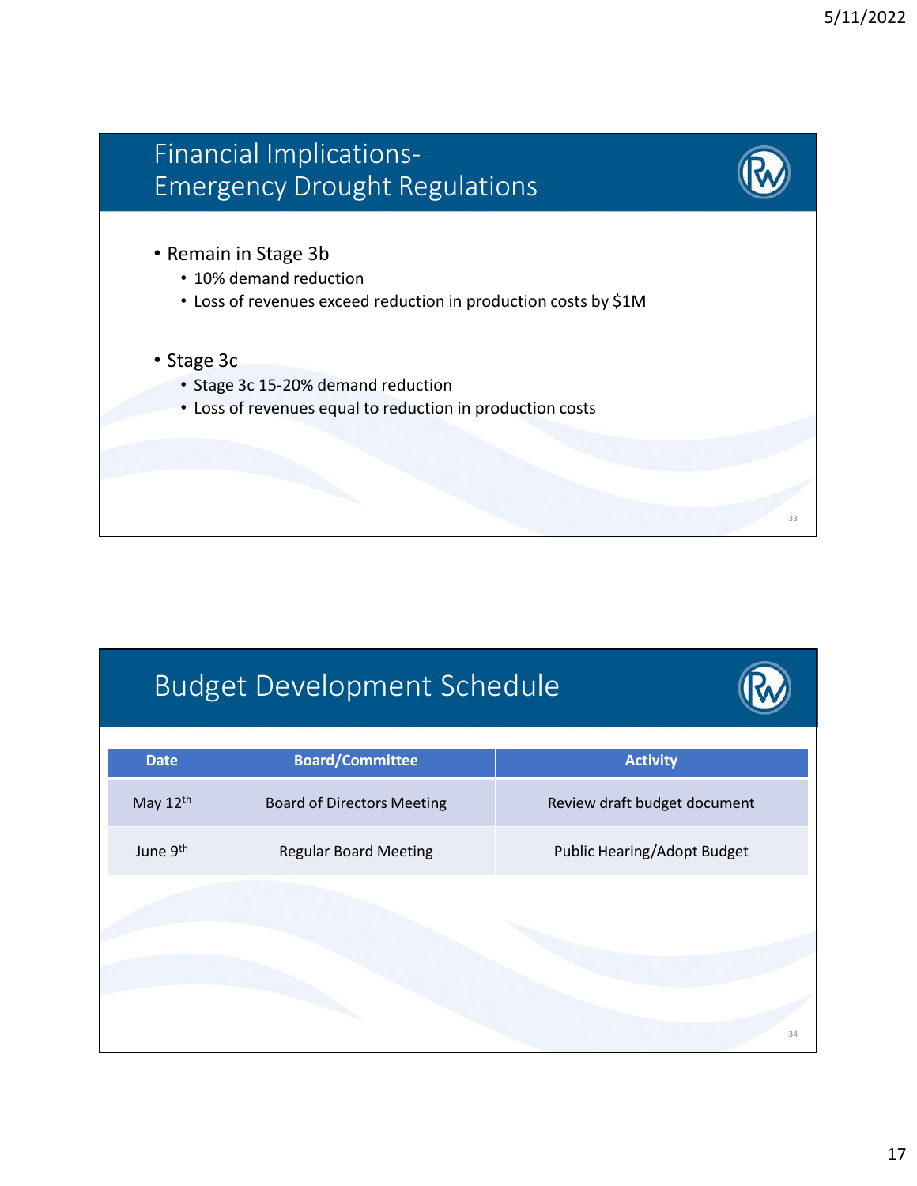## Financial Implications- Emergency Drought Regulations

- Remain in Stage 3b
  - 10% demand reduction
  - Loss of revenues exceed reduction in production costs by $1M
- Stage 3c
  - Stage 3c 15-20% demand reduction
  - Loss of revenues equal to reduction in production costs

## Budget Development Schedule

| Date | Board/Committee | Activity |
| --- | --- | --- |
| May 12th | Board of Directors Meeting | Review draft budget document |
| June 9th | Regular Board Meeting | Public Hearing/Adopt Budget |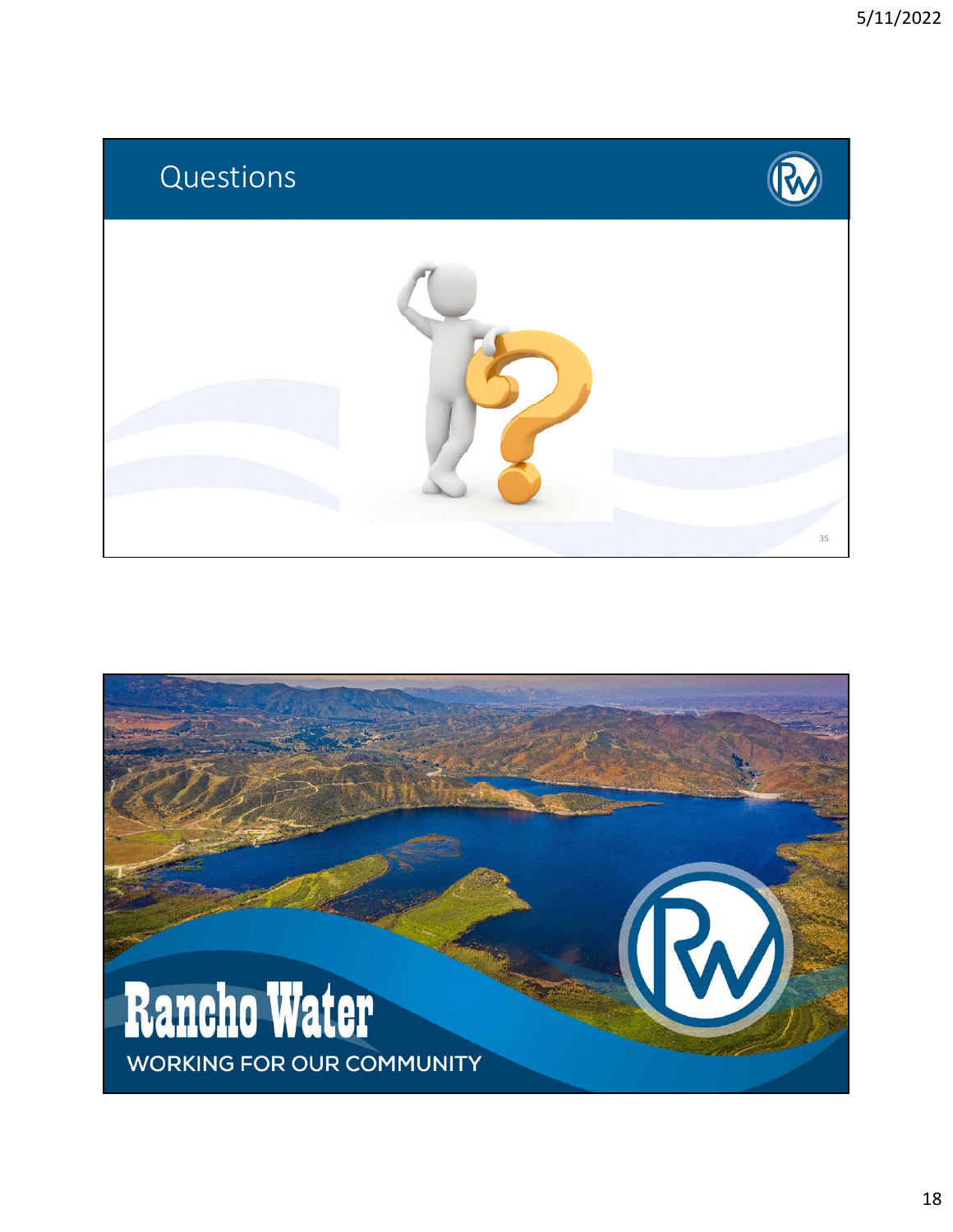## Questions

Rancho Water

WORKING FOR OUR COMMUNITY